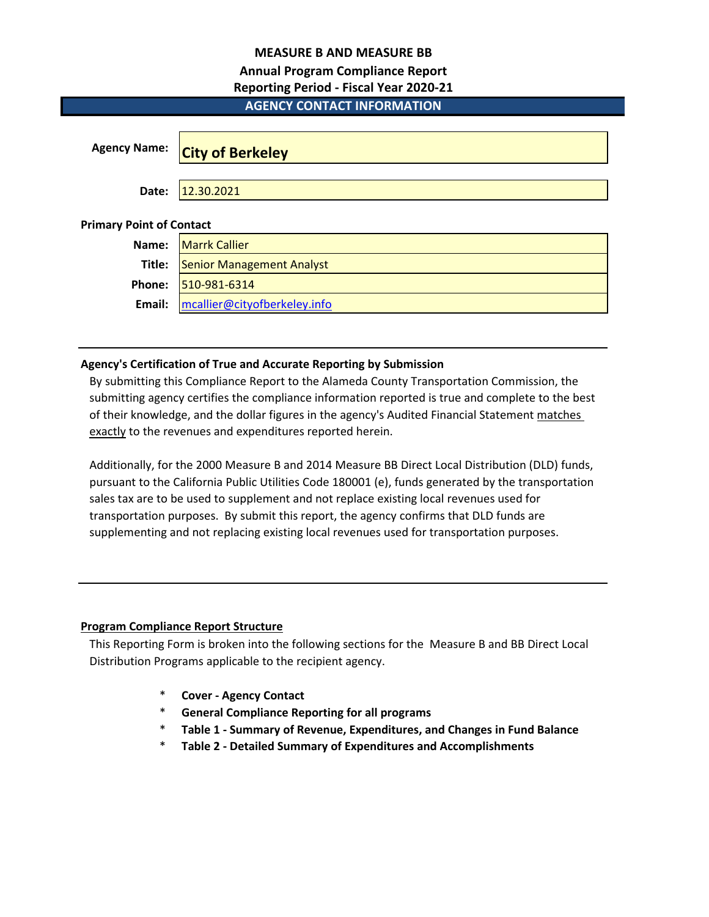# MEASURE B AND MEASURE BB

## Annual Program Compliance Report

## Reporting Period - Fiscal Year 2020-21

## AGENCY CONTACT INFORMATION

**Agency Name:** **City of Berkeley**

**Date:** 12.30.2021

**Primary Point of Contact**

| | |
|---|---|
| **Name:** | Marrk Callier |
| **Title:** | Senior Management Analyst |
| **Phone:** | 510-981-6314 |
| **Email:** | mcallier@cityofberkeley.info |

---

**Agency's Certification of True and Accurate Reporting by Submission**

By submitting this Compliance Report to the Alameda County Transportation Commission, the submitting agency certifies the compliance information reported is true and complete to the best of their knowledge, and the dollar figures in the agency's Audited Financial Statement matches exactly to the revenues and expenditures reported herein.

Additionally, for the 2000 Measure B and 2014 Measure BB Direct Local Distribution (DLD) funds, pursuant to the California Public Utilities Code 180001 (e), funds generated by the transportation sales tax are to be used to supplement and not replace existing local revenues used for transportation purposes. By submit this report, the agency confirms that DLD funds are supplementing and not replacing existing local revenues used for transportation purposes.

---

**Program Compliance Report Structure**

This Reporting Form is broken into the following sections for the Measure B and BB Direct Local Distribution Programs applicable to the recipient agency.

- **Cover - Agency Contact**
- **General Compliance Reporting for all programs**
- **Table 1 - Summary of Revenue, Expenditures, and Changes in Fund Balance**
- **Table 2 - Detailed Summary of Expenditures and Accomplishments**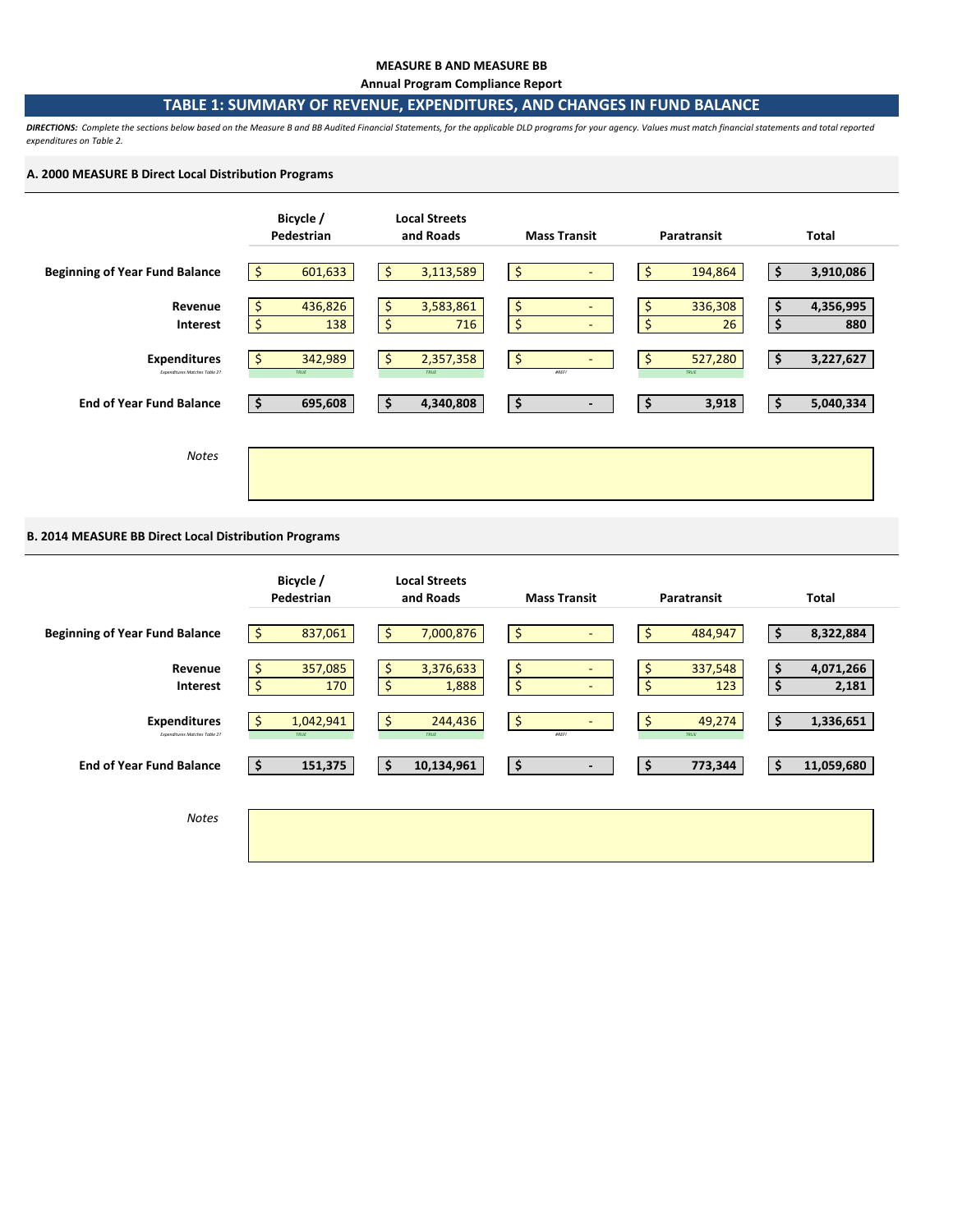**MEASURE B AND MEASURE BB**

**Annual Program Compliance Report**

## TABLE 1: SUMMARY OF REVENUE, EXPENDITURES, AND CHANGES IN FUND BALANCE

***DIRECTIONS:*** *Complete the sections below based on the Measure B and BB Audited Financial Statements, for the applicable DLD programs for your agency. Values must match financial statements and total reported expenditures on Table 2.*

### A. 2000 MEASURE B Direct Local Distribution Programs

| | Bicycle / Pedestrian | Local Streets and Roads | Mass Transit | Paratransit | Total |
|---|---|---|---|---|---|
| **Beginning of Year Fund Balance** | $ 601,633 | $ 3,113,589 | $ - | $ 194,864 | **$ 3,910,086** |
| **Revenue** | $ 436,826 | $ 3,583,861 | $ - | $ 336,308 | **$ 4,356,995** |
| **Interest** | $ 138 | $ 716 | $ - | $ 26 | **$ 880** |
| **Expenditures** | $ 342,989 | $ 2,357,358 | $ - | $ 527,280 | **$ 3,227,627** |
| *Expenditures Matches Table 2?* | TRUE | TRUE | #REF! | TRUE | |
| **End of Year Fund Balance** | **$ 695,608** | **$ 4,340,808** | **$ -** | **$ 3,918** | **$ 5,040,334** |

*Notes*

### B. 2014 MEASURE BB Direct Local Distribution Programs

| | Bicycle / Pedestrian | Local Streets and Roads | Mass Transit | Paratransit | Total |
|---|---|---|---|---|---|
| **Beginning of Year Fund Balance** | $ 837,061 | $ 7,000,876 | $ - | $ 484,947 | **$ 8,322,884** |
| **Revenue** | $ 357,085 | $ 3,376,633 | $ - | $ 337,548 | **$ 4,071,266** |
| **Interest** | $ 170 | $ 1,888 | $ - | $ 123 | **$ 2,181** |
| **Expenditures** | $ 1,042,941 | $ 244,436 | $ - | $ 49,274 | **$ 1,336,651** |
| *Expenditures Matches Table 2?* | TRUE | TRUE | #REF! | TRUE | |
| **End of Year Fund Balance** | **$ 151,375** | **$ 10,134,961** | **$ -** | **$ 773,344** | **$ 11,059,680** |

*Notes*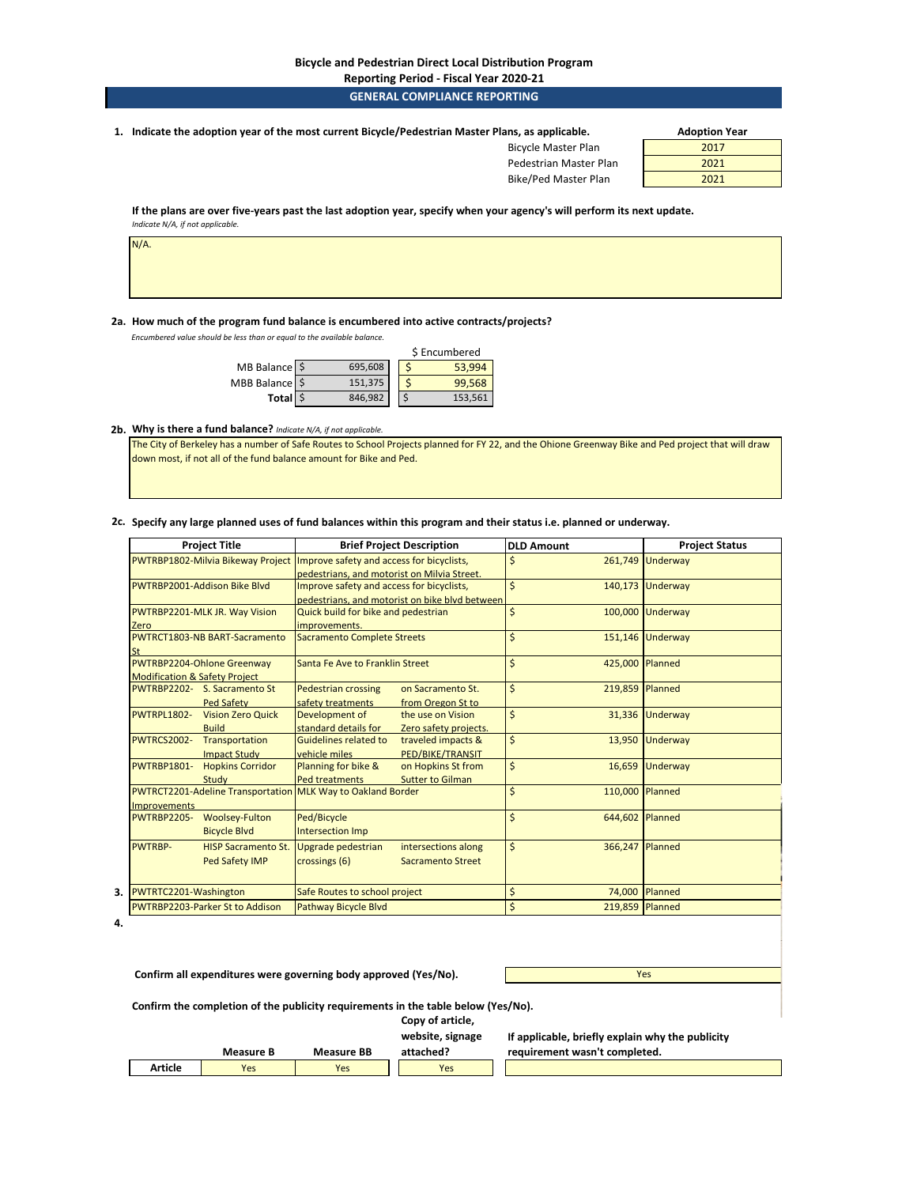**Bicycle and Pedestrian Direct Local Distribution Program**

**Reporting Period - Fiscal Year 2020-21**

## GENERAL COMPLIANCE REPORTING

**1. Indicate the adoption year of the most current Bicycle/Pedestrian Master Plans, as applicable.**

| | Adoption Year |
|---|---|
| Bicycle Master Plan | 2017 |
| Pedestrian Master Plan | 2021 |
| Bike/Ped Master Plan | 2021 |

**If the plans are over five-years past the last adoption year, specify when your agency's will perform its next update.**
*Indicate N/A, if not applicable.*

N/A.

**2a. How much of the program fund balance is encumbered into active contracts/projects?**
*Encumbered value should be less than or equal to the available balance.*

| | | $ Encumbered |
|---|---|---|
| MB Balance | $ 695,608 | $ 53,994 |
| MBB Balance | $ 151,375 | $ 99,568 |
| **Total** | $ 846,982 | $ 153,561 |

**2b. Why is there a fund balance?** *Indicate N/A, if not applicable.*

The City of Berkeley has a number of Safe Routes to School Projects planned for FY 22, and the Ohione Greenway Bike and Ped project that will draw down most, if not all of the fund balance amount for Bike and Ped.

**2c. Specify any large planned uses of fund balances within this program and their status i.e. planned or underway.**

| Project Title | Brief Project Description | DLD Amount | Project Status |
|---|---|---|---|
| PWTRBP1802-Milvia Bikeway Project | Improve safety and access for bicyclists, pedestrians, and motorist on Milvia Street. | $ 261,749 | Underway |
| PWTRBP2001-Addison Bike Blvd | Improve safety and access for bicyclists, pedestrians, and motorist on bike blvd between | $ 140,173 | Underway |
| PWTRBP2201-MLK JR. Way Vision Zero | Quick build for bike and pedestrian improvements. | $ 100,000 | Underway |
| PWTRCT1803-NB BART-Sacramento St | Sacramento Complete Streets | $ 151,146 | Underway |
| PWTRBP2204-Ohlone Greenway Modification & Safety Project | Santa Fe Ave to Franklin Street | $ 425,000 | Planned |
| PWTRBP2202- S. Sacramento St Ped Safety | Pedestrian crossing safety treatments on Sacramento St. from Oregon St to | $ 219,859 | Planned |
| PWTRPL1802- Vision Zero Quick Build | Development of standard details for the use on Vision Zero safety projects. | $ 31,336 | Underway |
| PWTRCS2002- Transportation Impact Study | Guidelines related to vehicle miles traveled impacts & PED/BIKE/TRANSIT | $ 13,950 | Underway |
| PWTRBP1801- Hopkins Corridor Study | Planning for bike & Ped treatments on Hopkins St from Sutter to Gilman | $ 16,659 | Underway |
| PWTRCT2201-Adeline Transportation Improvements | MLK Way to Oakland Border | $ 110,000 | Planned |
| PWTRBP2205- Woolsey-Fulton Bicycle Blvd | Ped/Bicycle Intersection Imp | $ 644,602 | Planned |
| PWTRBP- HISP Sacramento St. Ped Safety IMP | Upgrade pedestrian crossings (6) intersections along Sacramento Street | $ 366,247 | Planned |
| PWTRTC2201-Washington | Safe Routes to school project | $ 74,000 | Planned |
| PWTRBP2203-Parker St to Addison | Pathway Bicycle Blvd | $ 219,859 | Planned |

**3.**

**4.**

**Confirm all expenditures were governing body approved (Yes/No).** Yes

**Confirm the completion of the publicity requirements in the table below (Yes/No).**

| | Measure B | Measure BB | Copy of article, website, signage attached? | If applicable, briefly explain why the publicity requirement wasn't completed. |
|---|---|---|---|---|
| **Article** | Yes | Yes | Yes | |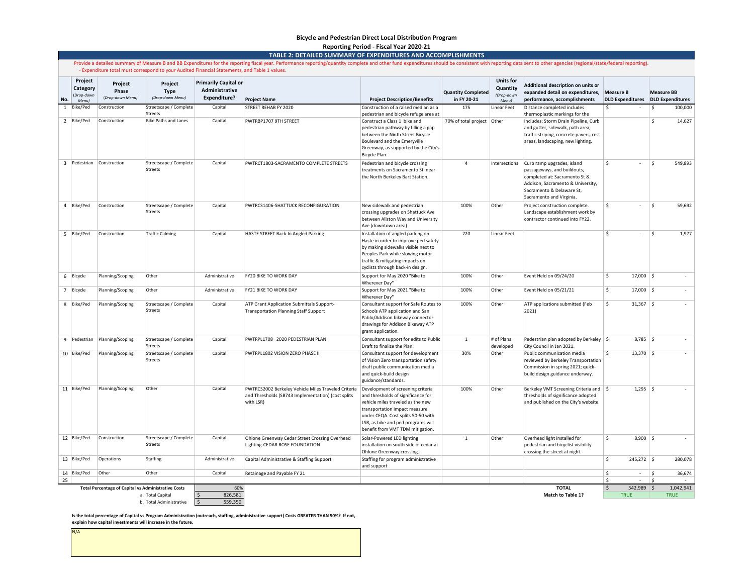# Bicycle and Pedestrian Direct Local Distribution Program

## Reporting Period - Fiscal Year 2020-21

### TABLE 2: DETAILED SUMMARY OF EXPENDITURES AND ACCOMPLISHMENTS

Provide a detailed summary of Measure B and BB Expenditures for the reporting fiscal year. Performance reporting/quantity complete and other fund expenditures should be consistent with reporting data sent to other agencies (regional/state/federal reporting).
- Expenditure total must correspond to your Audited Financial Statements, and Table 1 values.

| No. | Project Category (Drop-down Menu) | Project Phase (Drop-down Menu) | Project Type (Drop-down Menu) | Primarily Capital or Administrative Expenditure? | Project Name | Project Description/Benefits | Quantity Completed in FY 20-21 | Units for Quantity (Drop-down Menu) | Additional description on units or expanded detail on expenditures, performance, accomplishments | Measure B DLD Expenditures | Measure BB DLD Expenditures |
|---|---|---|---|---|---|---|---|---|---|---|---|
| 1 | Bike/Ped | Construction | Streetscape / Complete Streets | Capital | STREET REHAB FY 2020 | Construction of a raised median as a pedestrian and bicycle refuge area at | 175 | Linear Feet | Distance completed includes thermoplastic markings for the | $ - | $ 100,000 |
| 2 | Bike/Ped | Construction | Bike Paths and Lanes | Capital | PWTRBP1707 9TH STREET | Construct a Class 1 bike and pedestrian pathway by filling a gap between the Ninth Street Bicycle Boulevard and the Emeryville Greenway, as supported by the City's Bicycle Plan. | 70% of total project | Other | Includes: Storm Drain Pipeline, Curb and gutter, sidewalk, path area, traffic striping, concrete pavers, rest areas, landscaping, new lighting. | | $ 14,627 |
| 3 | Pedestrian | Construction | Streetscape / Complete Streets | Capital | PWTRCT1803-SACRAMENTO COMPLETE STREETS | Pedestrian and bicycle crossing treatments on Sacramento St. near the North Berkeley Bart Station. | 4 | Intersections | Curb ramp upgrades, island passageways, and buildouts, completed at: Sacramento St & Addison, Sacramento & University, Sacramento & Delaware St, Sacramento and Virginia. | $ - | $ 549,893 |
| 4 | Bike/Ped | Construction | Streetscape / Complete Streets | Capital | PWTRCS1406-SHATTUCK RECONFIGURATION | New sidewalk and pedestrian crossing upgrades on Shattuck Ave between Allston Way and University Ave (downtown area) | 100% | Other | Project construction complete. Landscape establishment work by contractor continued into FY22. | $ - | $ 59,692 |
| 5 | Bike/Ped | Construction | Traffic Calming | Capital | HASTE STREET Back-In Angled Parking | Installation of angled parking on Haste in order to improve ped safety by making sidewalks visible next to Peoples Park while slowing motor traffic & mitigating impacts on cyclists through back-in design. | 720 | Linear Feet | | $ - | $ 1,977 |
| 6 | Bicycle | Planning/Scoping | Other | Administrative | FY20 BIKE TO WORK DAY | Support for May 2020 "Bike to Wherever Day" | 100% | Other | Event Held on 09/24/20 | $ 17,000 | $ - |
| 7 | Bicycle | Planning/Scoping | Other | Administrative | FY21 BIKE TO WORK DAY | Support for May 2021 "Bike to Wherever Day" | 100% | Other | Event Held on 05/21/21 | $ 17,000 | $ - |
| 8 | Bike/Ped | Planning/Scoping | Streetscape / Complete Streets | Capital | ATP Grant Application Submittals Support-Transportation Planning Staff Support | Consultant support for Safe Routes to Schools ATP application and San Pablo/Addison bikeway connector drawings for Addison Bikeway ATP grant application. | 100% | Other | ATP applications submitted (Feb 2021) | $ 31,367 | $ - |
| 9 | Pedestrian | Planning/Scoping | Streetscape / Complete Streets | Capital | PWTRPL1708 2020 PEDESTRIAN PLAN | Consultant support for edits to Public Draft to finalize the Plan. | 1 | # of Plans developed | Pedestrian plan adopted by Berkeley City Council in Jan 2021. | $ 8,785 | $ - |
| 10 | Bike/Ped | Planning/Scoping | Streetscape / Complete Streets | Capital | PWTRPL1802 VISION ZERO PHASE II | Consultant support for development of Vision Zero transportation safety draft public communication media and quick-build design guidance/standards. | 30% | Other | Public communication media reviewed by Berkeley Transportation Commission in spring 2021; quick-build design guidance underway. | $ 13,370 | $ - |
| 11 | Bike/Ped | Planning/Scoping | Other | Capital | PWTRCS2002 Berkeley Vehicle Miles Traveled Criteria and Thresholds (SB743 Implementation) (cost splits with LSR) | Development of screening criteria and thresholds of significance for vehicle miles traveled as the new transportation impact measure under CEQA. Cost splits 50-50 with LSR, as bike and ped programs will benefit from VMT TDM mitigation. | 100% | Other | Berkeley VMT Screening Criteria and thresholds of significance adopted and published on the City's website. | $ 1,295 | $ - |
| 12 | Bike/Ped | Construction | Streetscape / Complete Streets | Capital | Ohlone Greenway Cedar Street Crossing Overhead Lighting-CEDAR ROSE FOUNDATION | Solar-Powered LED lighting installation on south side of cedar at Ohlone Greenway crossing. | 1 | Other | Overhead light installed for pedestrian and bicyclist visibility crossing the street at night. | $ 8,900 | $ - |
| 13 | Bike/Ped | Operations | Staffing | Administrative | Capital Administrative & Staffing Support | Staffing for program administrative and support | | | | $ 245,272 | $ 280,078 |
| 14 | Bike/Ped | Other | Other | Capital | Retainage and Payable FY 21 | | | | | $ - | $ 36,674 |
| 25 | | | | | | | | | | $ - | $ - |
| | | | | | | | | | **TOTAL** | $ 342,989 | $ 1,042,941 |
| | | | | | | | | | **Match to Table 1?** | TRUE | TRUE |

| **Total Percentage of Capital vs Administrative Costs** | 60% |
|---|---|
| a. Total Capital | $ 826,581 |
| b. Total Administrative | $ 559,350 |

**Is the total percentage of Capital vs Program Administration (outreach, staffing, administrative support) Costs GREATER THAN 50%? If not, explain how capital investments will increase in the future.**

N/A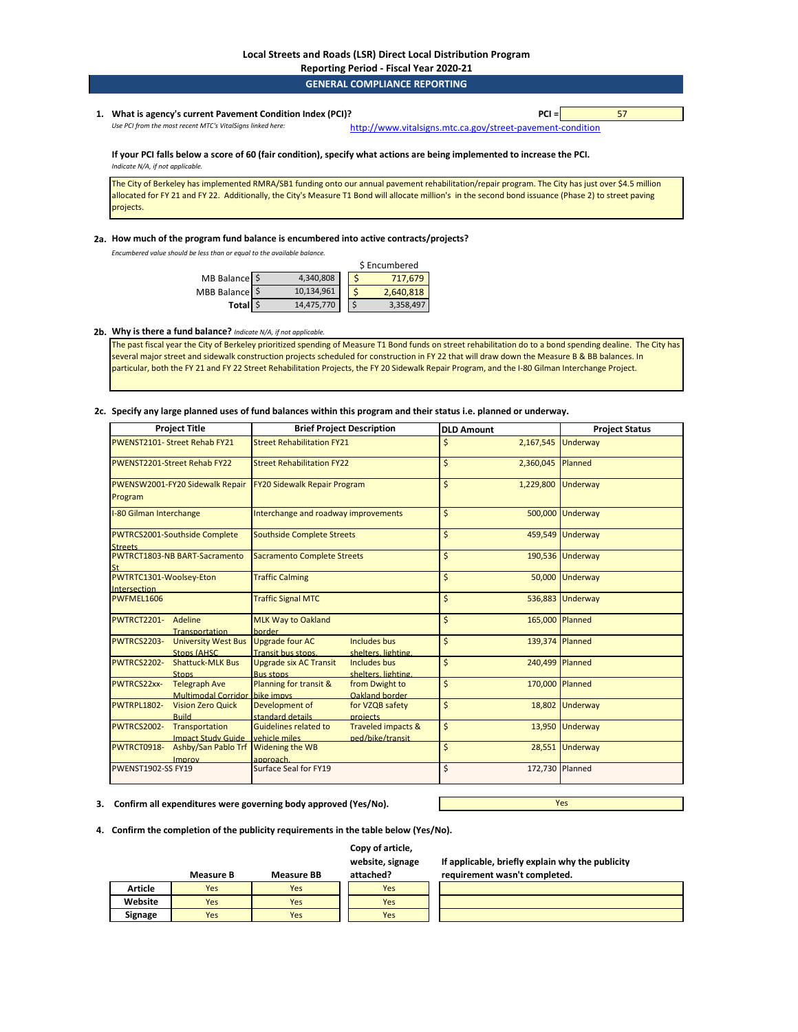# Local Streets and Roads (LSR) Direct Local Distribution Program

## Reporting Period - Fiscal Year 2020-21

## GENERAL COMPLIANCE REPORTING

**1. What is agency's current Pavement Condition Index (PCI)?** **PCI =** 57

*Use PCI from the most recent MTC's VitalSigns linked here:* http://www.vitalsigns.mtc.ca.gov/street-pavement-condition

**If your PCI falls below a score of 60 (fair condition), specify what actions are being implemented to increase the PCI.**
*Indicate N/A, if not applicable.*

The City of Berkeley has implemented RMRA/SB1 funding onto our annual pavement rehabilitation/repair program. The City has just over $4.5 million allocated for FY 21 and FY 22. Additionally, the City's Measure T1 Bond will allocate million's in the second bond issuance (Phase 2) to street paving projects.

**2a. How much of the program fund balance is encumbered into active contracts/projects?**
*Encumbered value should be less than or equal to the available balance.*

| | | $ Encumbered |
|---|---|---|
| MB Balance | $ 4,340,808 | $ 717,679 |
| MBB Balance | $ 10,134,961 | $ 2,640,818 |
| **Total** | $ 14,475,770 | $ 3,358,497 |

**2b. Why is there a fund balance?** *Indicate N/A, if not applicable.*

The past fiscal year the City of Berkeley prioritized spending of Measure T1 Bond funds on street rehabilitation do to a bond spending dealine. The City has several major street and sidewalk construction projects scheduled for construction in FY 22 that will draw down the Measure B & BB balances. In particular, both the FY 21 and FY 22 Street Rehabilitation Projects, the FY 20 Sidewalk Repair Program, and the I-80 Gilman Interchange Project.

**2c. Specify any large planned uses of fund balances within this program and their status i.e. planned or underway.**

| Project Title | Brief Project Description | DLD Amount | Project Status |
|---|---|---|---|
| PWENST2101- Street Rehab FY21 | Street Rehabilitation FY21 | $ 2,167,545 | Underway |
| PWENST2201-Street Rehab FY22 | Street Rehabilitation FY22 | $ 2,360,045 | Planned |
| PWENSW2001-FY20 Sidewalk Repair Program | FY20 Sidewalk Repair Program | $ 1,229,800 | Underway |
| I-80 Gilman Interchange | Interchange and roadway improvements | $ 500,000 | Underway |
| PWTRCS2001-Southside Complete Streets | Southside Complete Streets | $ 459,549 | Underway |
| PWTRCT1803-NB BART-Sacramento St | Sacramento Complete Streets | $ 190,536 | Underway |
| PWTRTC1301-Woolsey-Eton Intersection | Traffic Calming | $ 50,000 | Underway |
| PWFMEL1606 | Traffic Signal MTC | $ 536,883 | Underway |
| PWTRCT2201- Adeline Transportation | MLK Way to Oakland border | $ 165,000 | Planned |
| PWTRCS2203- University West Bus Stops (AHSC | Upgrade four AC Transit bus stops. Includes bus shelters, lighting, | $ 139,374 | Planned |
| PWTRCS2202- Shattuck-MLK Bus Stops | Upgrade six AC Transit Bus stops Includes bus shelters, lighting, | $ 240,499 | Planned |
| PWTRCS22xx- Telegraph Ave Multimodal Corridor | Planning for transit & bike impvs from Dwight to Oakland border | $ 170,000 | Planned |
| PWTRPL1802- Vision Zero Quick Build | Development of standard details for VZQB safety projects | $ 18,802 | Underway |
| PWTRCS2002- Transportation Impact Study Guide | Guidelines related to vehicle miles Traveled impacts & ped/bike/transit | $ 13,950 | Underway |
| PWTRCT0918- Ashby/San Pablo Trf Improv | Widening the WB approach. | $ 28,551 | Underway |
| PWENST1902-SS FY19 | Surface Seal for FY19 | $ 172,730 | Planned |

**3. Confirm all expenditures were governing body approved (Yes/No).** Yes

**4. Confirm the completion of the publicity requirements in the table below (Yes/No).**

| | Measure B | Measure BB | Copy of article, website, signage attached? | If applicable, briefly explain why the publicity requirement wasn't completed. |
|---|---|---|---|---|
| **Article** | Yes | Yes | Yes | |
| **Website** | Yes | Yes | Yes | |
| **Signage** | Yes | Yes | Yes | |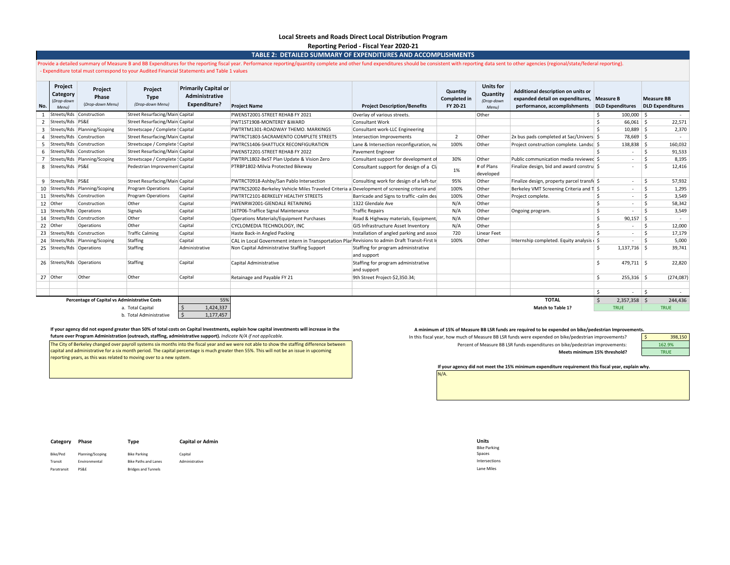# Local Streets and Roads Direct Local Distribution Program

## Reporting Period - Fiscal Year 2020-21

### TABLE 2: DETAILED SUMMARY OF EXPENDITURES AND ACCOMPLISHMENTS

Provide a detailed summary of Measure B and BB Expenditures for the reporting fiscal year. Performance reporting/quantity complete and other fund expenditures should be consistent with reporting data sent to other agencies (regional/state/federal reporting).
- Expenditure total must correspond to your Audited Financial Statements and Table 1 values

| No. | Project Category *(Drop-down Menu)* | Project Phase *(Drop-down Menu)* | Project Type *(Drop-down Menu)* | Primarily Capital or Administrative Expenditure? | Project Name | Project Description/Benefits | Quantity Completed in FY 20-21 | Units for Quantity *(Drop-down Menu)* | Additional description on units or expanded detail on expenditures, performance, accomplishments | Measure B DLD Expenditures | Measure BB DLD Expenditures |
|---|---|---|---|---|---|---|---|---|---|---|---|
| 1 | Streets/Rds | Construction | Street Resurfacing/Main | Capital | PWENST2001-STREET REHAB FY 2021 | Overlay of various streets. | | Other | | $ 100,000 | $ - |
| 2 | Streets/Rds | PS&E | Street Resurfacing/Main | Capital | PWT1ST1908-MONTEREY &WARD | Consultant Work | | | | $ 66,061 | $ 22,571 |
| 3 | Streets/Rds | Planning/Scoping | Streetscape / Complete | Capital | PWTRTM1301-ROADWAY THEMO. MARKINGS | Consultant work-LLC Engineering | | | | $ 10,889 | $ 2,370 |
| 4 | Streets/Rds | Construction | Street Resurfacing/Main | Capital | PWTRCT1803-SACRAMENTO COMPLETE STREETS | Intersection Improvements | 2 | Other | 2x bus pads completed at Sac/Univers | $ 78,669 | $ - |
| 5 | Streets/Rds | Construction | Streetscape / Complete | Capital | PWTRCS1406-SHATTUCK RECONFIGURATION | Lane & Intersection reconfiguration, ne | 100% | Other | Project construction complete. Landsc | $ 138,838 | $ 160,032 |
| 6 | Streets/Rds | Construction | Street Resurfacing/Main | Capital | PWENST2201-STREET REHAB FY 2022 | Pavement Engineer | | | | $ - | $ 91,533 |
| 7 | Streets/Rds | Planning/Scoping | Streetscape / Complete | Capital | PWTRPL1802-BeST Plan Update & Vision Zero | Consultant support for development of | 30% | Other | Public communication media reviewed | $ - | $ 8,195 |
| 8 | Streets/Rds | PS&E | Pedestrian Improvement | Capital | PTRBP1802-Milvia Protected Bikeway | Consultant support for design of a Cl | 1% | # of Plans developed | Finalize design, bid and award constru | $ - | $ 12,416 |
| 9 | Streets/Rds | PS&E | Street Resurfacing/Main | Capital | PWTRCT0918-Ashby/San Pablo Intersection | Consulting work for design of a left-tur | 95% | Other | Finalize design, property parcel transfe | $ - | $ 57,932 |
| 10 | Streets/Rds | Planning/Scoping | Program Operations | Capital | PWTRCS2002-Berkeley Vehicle Miles Traveled Criteria a | Development of screening criteria and | 100% | Other | Berkeley VMT Screening Criteria and T | $ - | $ 1,295 |
| 11 | Streets/Rds | Construction | Program Operations | Capital | PWTRTC2101-BERKELEY HEALTHY STREETS | Barricade and Signs to traffic -calm des | 100% | Other | Project complete. | $ - | $ 3,549 |
| 12 | Other | Construction | Other | Capital | PWENRW2001-GLENDALE RETAINING | 1322 Glendale Ave | N/A | Other | | $ - | $ 58,342 |
| 13 | Streets/Rds | Operations | Signals | Capital | 16TP06-Traffice Signal Maintenance | Traffic Repairs | N/A | Other | Ongoing program. | $ - | $ 3,549 |
| 14 | Streets/Rds | Construction | Other | Capital | Operations Materials/Equipment Purchases | Road & Highway materials, Equipment, | N/A | Other | | $ 90,157 | $ - |
| 22 | Other | Operations | Other | Capital | CYCLOMEDIA TECHNOLOGY, INC | GIS Infrastructure Asset Inventory | N/A | Other | | $ - | $ 12,000 |
| 23 | Streets/Rds | Construction | Traffic Calming | Capital | Haste Back-in Angled Packing | Installation of angled parking and asso | 720 | Linear Feet | | $ - | $ 17,179 |
| 24 | Streets/Rds | Planning/Scoping | Staffing | Capital | CAL in Local Government intern in Transportation Plar | Revisions to admin Draft Transit-First I | 100% | Other | Internship completed. Equity analysis | $ - | $ 5,000 |
| 25 | Streets/Rds | Operations | Staffing | Administrative | Non Capital Administrative Staffing Support | Staffing for program administrative and support | | | | $ 1,137,716 | $ 39,741 |
| 26 | Streets/Rds | Operations | Staffing | Capital | Capital Administrative | Staffing for program administrative and support | | | | $ 479,711 | $ 22,820 |
| 27 | Other | Other | Other | Capital | Retainage and Payable FY 21 | 9th Street Project-$2,350.34; | | | | $ 255,316 | $ (274,087) |
| | | | | | | | | | | | |
| | | | | | | | | | | $ - | $ - |
| | | | | | | | | | **TOTAL** | $ 2,357,358 | $ 244,436 |
| | | | | | | | | | **Match to Table 1?** | TRUE | TRUE |

| Percentage of Capital vs Administrative Costs | 55% |
|---|---|
| a. Total Capital | $ 1,424,337 |
| b. Total Administrative | $ 1,177,457 |

**If your agency did not expend greater than 50% of total costs on Capital Investments, explain how capital investments will increase in the future over Program Administration (outreach, staffing, administrative support).** *Indicate N/A if not applicable.*

The City of Berkeley changed over payroll systems six months into the fiscal year and we were not able to show the staffing difference between capital and administrative for a six month period. The capital percentage is much greater then 55%. This will not be an issue in upcoming reporting years, as this was related to moving over to a new system.

**A minimum of 15% of Measure BB LSR funds are required to be expended on bike/pedestrian Improvements.**

| | |
|---|---|
| In this fiscal year, how much of Measure BB LSR funds were expended on bike/pedestrian improvements? | $ 398,150 |
| Percent of Measure BB LSR funds expenditures on bike/pedestrian improvements: | 162.9% |
| **Meets minimum 15% threshold?** | TRUE |

**If your agency did not meet the 15% minimum expenditure requirement this fiscal year, explain why.**

N/A.

| Category | Phase | Type | Capital or Admin | Units |
|---|---|---|---|---|
| Bike/Ped | Planning/Scoping | Bike Parking | Capital | Bike Parking Spaces |
| Transit | Environmental | Bike Paths and Lanes | Administrative | Intersections |
| Paratransit | PS&E | Bridges and Tunnels | | Lane Miles |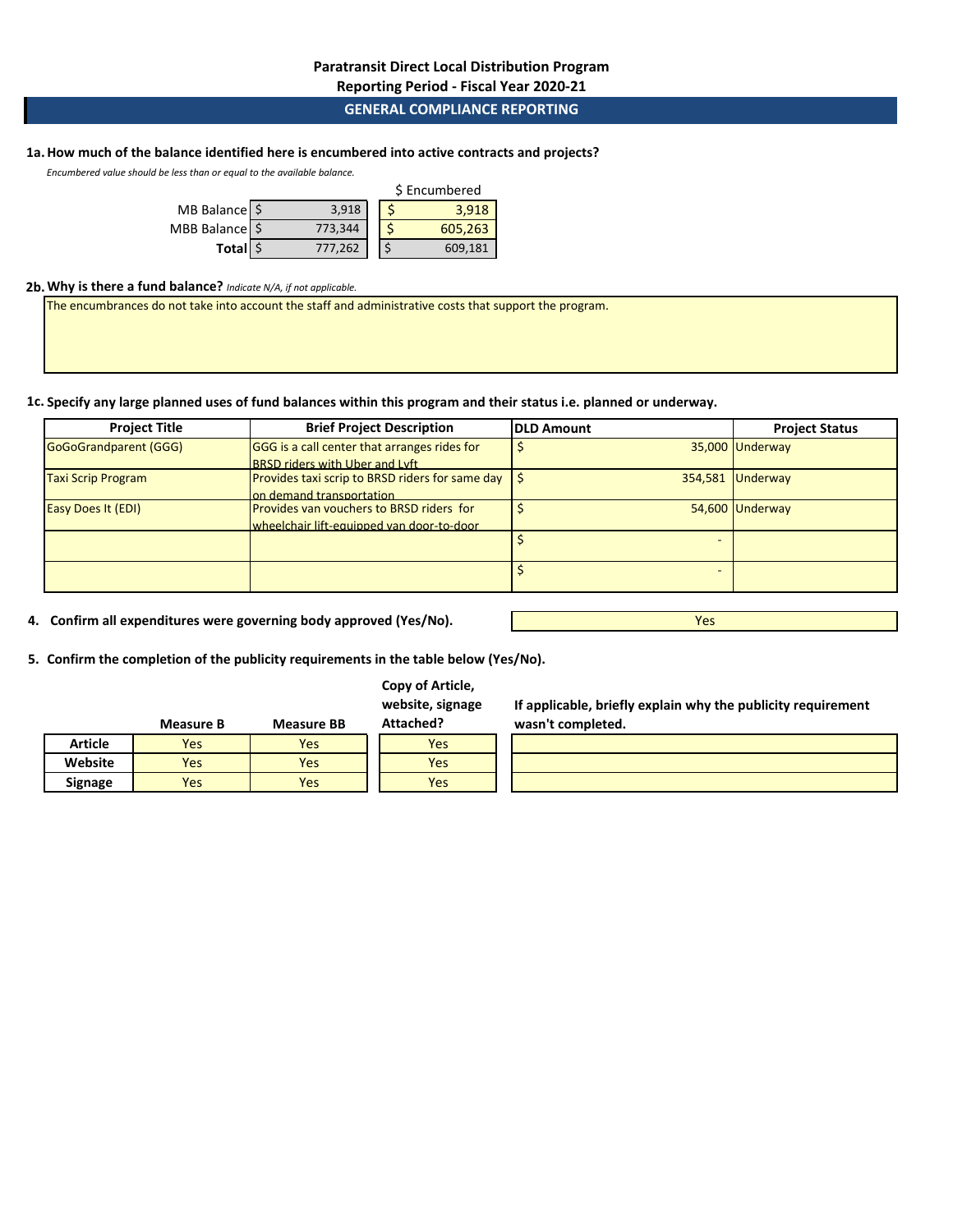# Paratransit Direct Local Distribution Program

## Reporting Period - Fiscal Year 2020-21

## GENERAL COMPLIANCE REPORTING

**1a. How much of the balance identified here is encumbered into active contracts and projects?**

*Encumbered value should be less than or equal to the available balance.*

| | Balance | $ Encumbered |
|---|---|---|
| MB Balance | $ 3,918 | $ 3,918 |
| MBB Balance | $ 773,344 | $ 605,263 |
| **Total** | $ 777,262 | $ 609,181 |

**2b. Why is there a fund balance?** *Indicate N/A, if not applicable.*

The encumbrances do not take into account the staff and administrative costs that support the program.

**1c. Specify any large planned uses of fund balances within this program and their status i.e. planned or underway.**

| Project Title | Brief Project Description | DLD Amount | Project Status |
|---|---|---|---|
| GoGoGrandparent (GGG) | GGG is a call center that arranges rides for BRSD riders with Uber and Lyft | $ 35,000 | Underway |
| Taxi Scrip Program | Provides taxi scrip to BRSD riders for same day on demand transportation | $ 354,581 | Underway |
| Easy Does It (EDI) | Provides van vouchers to BRSD riders for wheelchair lift-equipped van door-to-door | $ 54,600 | Underway |
| | | $ - | |
| | | $ - | |

**4. Confirm all expenditures were governing body approved (Yes/No).** Yes

**5. Confirm the completion of the publicity requirements in the table below (Yes/No).**

| | Measure B | Measure BB | Copy of Article, website, signage Attached? | If applicable, briefly explain why the publicity requirement wasn't completed. |
|---|---|---|---|---|
| **Article** | Yes | Yes | Yes | |
| **Website** | Yes | Yes | Yes | |
| **Signage** | Yes | Yes | Yes | |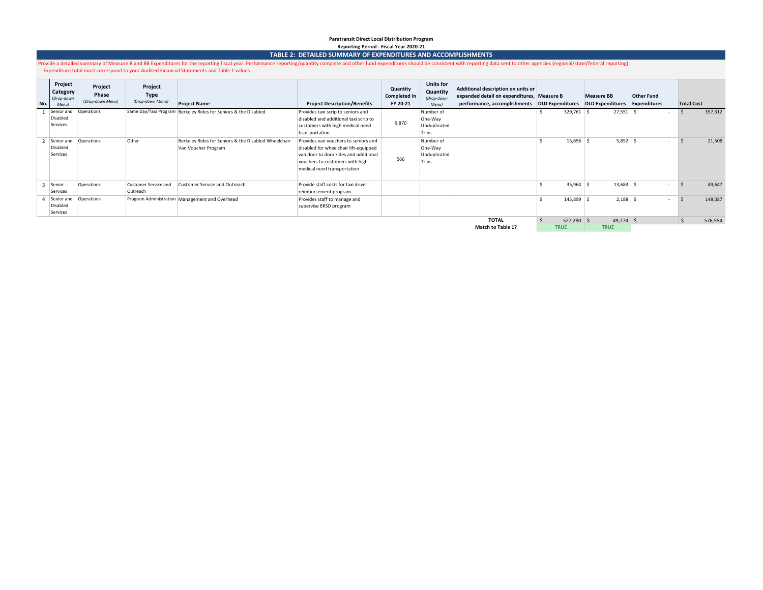**Paratransit Direct Local Distribution Program**

**Reporting Period - Fiscal Year 2020-21**

## TABLE 2: DETAILED SUMMARY OF EXPENDITURES AND ACCOMPLISHMENTS

Provide a detailed summary of Measure B and BB Expenditures for the reporting fiscal year. Performance reporting/quantity complete and other fund expenditures should be consistent with reporting data sent to other agencies (regional/state/federal reporting).
- Expenditure total must correspond to your Audited Financial Statements and Table 1 values.

| No. | Project Category *(Drop-down Menu)* | Project Phase *(Drop-down Menu)* | Project Type *(Drop-down Menu)* | Project Name | Project Description/Benefits | Quantity Completed in FY 20-21 | Units for Quantity *(Drop-down Menu)* | Additional description on units or expanded detail on expenditures, performance, accomplishments | Measure B DLD Expenditures | Measure BB DLD Expenditures | Other Fund Expenditures | Total Cost |
|---|---|---|---|---|---|---|---|---|---|---|---|---|
| 1 | Senior and Disabled Services | Operations | Same Day/Taxi Program | Berkeley Rides for Seniors & the Disabled | Provides taxi scrip to seniors and disabled and additional taxi scrip to customers with high medical need transportation | 9,870 | Number of One-Way Unduplicated Trips | | $ 329,761 | $ 27,551 | $ - | $ 357,312 |
| 2 | Senior and Disabled Services | Operations | Other | Berkeley Rides for Seniors & the Disabled Wheelchair Van Voucher Program | Provides van vouchers to seniors and disabled for wheelchair lift-equipped van door to door rides and additional vouchers to customers with high medical need transportation | 566 | Number of One-Way Unduplicated Trips | | $ 15,656 | $ 5,852 | $ - | $ 21,508 |
| 3 | Senior Services | Operations | Customer Service and Outreach | Customer Service and Outreach | Provide staff costs for taxi driver reimbursement program. | | | | $ 35,964 | $ 13,683 | $ - | $ 49,647 |
| 4 | Senior and Disabled Services | Operations | Program Administration | Management and Overhead | Provides staff to manage and supervise BRSD program | | | | $ 145,899 | $ 2,188 | $ - | $ 148,087 |
| | | | | | | | | **TOTAL** | $ 527,280 | $ 49,274 | $ - | $ 576,554 |
| | | | | | | | | **Match to Table 1?** | TRUE | TRUE | | |